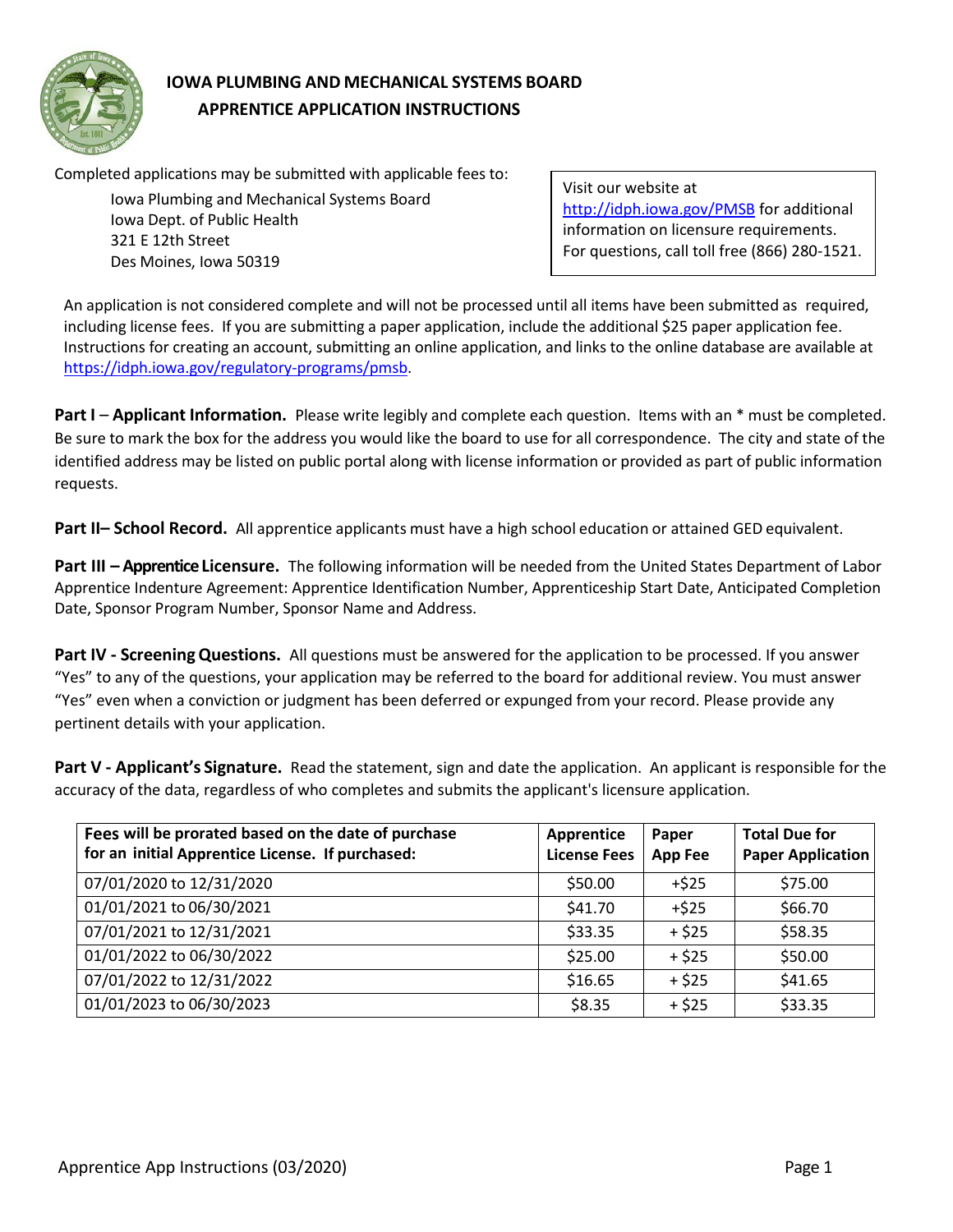# IOWA PLUMBING AND MECHANICAL SYSTEMS BOARD
## APPRENTICE APPLICATION INSTRUCTIONS

Completed applications may be submitted with applicable fees to:

Iowa Plumbing and Mechanical Systems Board
Iowa Dept. of Public Health
321 E 12th Street
Des Moines, Iowa 50319

Visit our website at http://idph.iowa.gov/PMSB for additional information on licensure requirements. For questions, call toll free (866) 280-1521.

An application is not considered complete and will not be processed until all items have been submitted as required, including license fees. If you are submitting a paper application, include the additional $25 paper application fee. Instructions for creating an account, submitting an online application, and links to the online database are available at https://idph.iowa.gov/regulatory-programs/pmsb.

**Part I** – **Applicant Information.** Please write legibly and complete each question. Items with an * must be completed. Be sure to mark the box for the address you would like the board to use for all correspondence. The city and state of the identified address may be listed on public portal along with license information or provided as part of public information requests.

**Part II– School Record.** All apprentice applicants must have a high school education or attained GED equivalent.

**Part III – Apprentice Licensure.** The following information will be needed from the United States Department of Labor Apprentice Indenture Agreement: Apprentice Identification Number, Apprenticeship Start Date, Anticipated Completion Date, Sponsor Program Number, Sponsor Name and Address.

**Part IV - Screening Questions.** All questions must be answered for the application to be processed. If you answer "Yes" to any of the questions, your application may be referred to the board for additional review. You must answer "Yes" even when a conviction or judgment has been deferred or expunged from your record. Please provide any pertinent details with your application.

**Part V - Applicant's Signature.** Read the statement, sign and date the application. An applicant is responsible for the accuracy of the data, regardless of who completes and submits the applicant's licensure application.

| Fees will be prorated based on the date of purchase for an initial Apprentice License. If purchased: | Apprentice License Fees | Paper App Fee | Total Due for Paper Application |
|---|---|---|---|
| 07/01/2020 to 12/31/2020 | $50.00 | +$25 | $75.00 |
| 01/01/2021 to 06/30/2021 | $41.70 | +$25 | $66.70 |
| 07/01/2021 to 12/31/2021 | $33.35 | + $25 | $58.35 |
| 01/01/2022 to 06/30/2022 | $25.00 | + $25 | $50.00 |
| 07/01/2022 to 12/31/2022 | $16.65 | + $25 | $41.65 |
| 01/01/2023 to 06/30/2023 | $8.35 | + $25 | $33.35 |

Apprentice App Instructions (03/2020)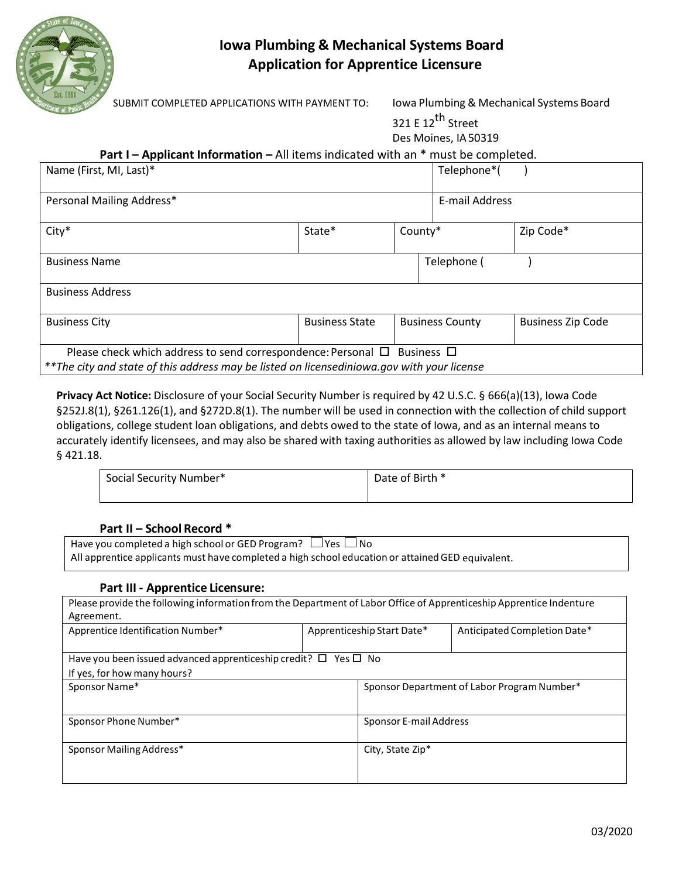# Iowa Plumbing & Mechanical Systems Board
## Application for Apprentice Licensure

SUBMIT COMPLETED APPLICATIONS WITH PAYMENT TO: Iowa Plumbing & Mechanical Systems Board
321 E 12th Street
Des Moines, IA 50319

### Part I – Applicant Information – All items indicated with an * must be completed.

| Name (First, MI, Last)* | | | Telephone*( ) |
|---|---|---|---|
| Personal Mailing Address* | | | E-mail Address |
| City* | State* | County* | Zip Code* |
| Business Name | | | Telephone ( ) |
| Business Address | | | |
| Business City | Business State | Business County | Business Zip Code |
| Please check which address to send correspondence: Personal ☐ Business ☐ *\*\*The city and state of this address may be listed on licensediniowa.gov with your license* | | | |

**Privacy Act Notice:** Disclosure of your Social Security Number is required by 42 U.S.C. § 666(a)(13), Iowa Code §252J.8(1), §261.126(1), and §272D.8(1). The number will be used in connection with the collection of child support obligations, college student loan obligations, and debts owed to the state of Iowa, and as an internal means to accurately identify licensees, and may also be shared with taxing authorities as allowed by law including Iowa Code § 421.18.

| Social Security Number* | Date of Birth * |
|---|---|
| | |

### Part II – School Record *

Have you completed a high school or GED Program? ☐ Yes ☐ No
All apprentice applicants must have completed a high school education or attained GED equivalent.

### Part III - Apprentice Licensure:

| Please provide the following information from the Department of Labor Office of Apprenticeship Apprentice Indenture Agreement. | | |
|---|---|---|
| Apprentice Identification Number* | Apprenticeship Start Date* | Anticipated Completion Date* |
| Have you been issued advanced apprenticeship credit? ☐ Yes ☐ No<br>If yes, for how many hours? | | |
| Sponsor Name* | Sponsor Department of Labor Program Number* | |
| Sponsor Phone Number* | Sponsor E-mail Address | |
| Sponsor Mailing Address* | City, State Zip* | |

03/2020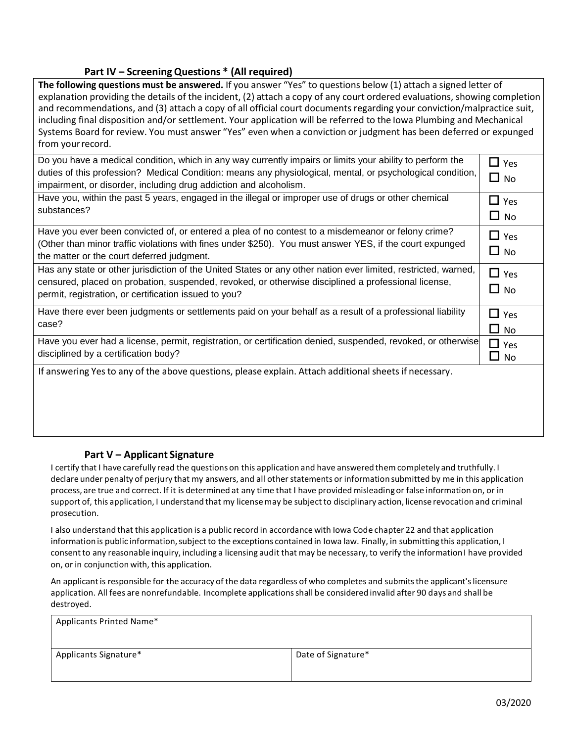### Part IV – Screening Questions * (All required)

**The following questions must be answered.** If you answer "Yes" to questions below (1) attach a signed letter of explanation providing the details of the incident, (2) attach a copy of any court ordered evaluations, showing completion and recommendations, and (3) attach a copy of all official court documents regarding your conviction/malpractice suit, including final disposition and/or settlement. Your application will be referred to the Iowa Plumbing and Mechanical Systems Board for review. You must answer "Yes" even when a conviction or judgment has been deferred or expunged from your record.

| | |
|---|---|
| Do you have a medical condition, which in any way currently impairs or limits your ability to perform the duties of this profession? Medical Condition: means any physiological, mental, or psychological condition, impairment, or disorder, including drug addiction and alcoholism. | ☐ Yes ☐ No |
| Have you, within the past 5 years, engaged in the illegal or improper use of drugs or other chemical substances? | ☐ Yes ☐ No |
| Have you ever been convicted of, or entered a plea of no contest to a misdemeanor or felony crime? (Other than minor traffic violations with fines under $250). You must answer YES, if the court expunged the matter or the court deferred judgment. | ☐ Yes ☐ No |
| Has any state or other jurisdiction of the United States or any other nation ever limited, restricted, warned, censured, placed on probation, suspended, revoked, or otherwise disciplined a professional license, permit, registration, or certification issued to you? | ☐ Yes ☐ No |
| Have there ever been judgments or settlements paid on your behalf as a result of a professional liability case? | ☐ Yes ☐ No |
| Have you ever had a license, permit, registration, or certification denied, suspended, revoked, or otherwise disciplined by a certification body? | ☐ Yes ☐ No |

If answering Yes to any of the above questions, please explain. Attach additional sheets if necessary.

### Part V – Applicant Signature

I certify that I have carefully read the questions on this application and have answered them completely and truthfully. I declare under penalty of perjury that my answers, and all other statements or information submitted by me in this application process, are true and correct. If it is determined at any time that I have provided misleading or false information on, or in support of, this application, I understand that my license may be subject to disciplinary action, license revocation and criminal prosecution.

I also understand that this application is a public record in accordance with Iowa Code chapter 22 and that application information is public information, subject to the exceptions contained in Iowa law. Finally, in submitting this application, I consent to any reasonable inquiry, including a licensing audit that may be necessary, to verify the information I have provided on, or in conjunction with, this application.

An applicant is responsible for the accuracy of the data regardless of who completes and submits the applicant's licensure application. All fees are nonrefundable. Incomplete applications shall be considered invalid after 90 days and shall be destroyed.

| | |
|---|---|
| Applicants Printed Name* | |
| Applicants Signature* | Date of Signature* |

03/2020